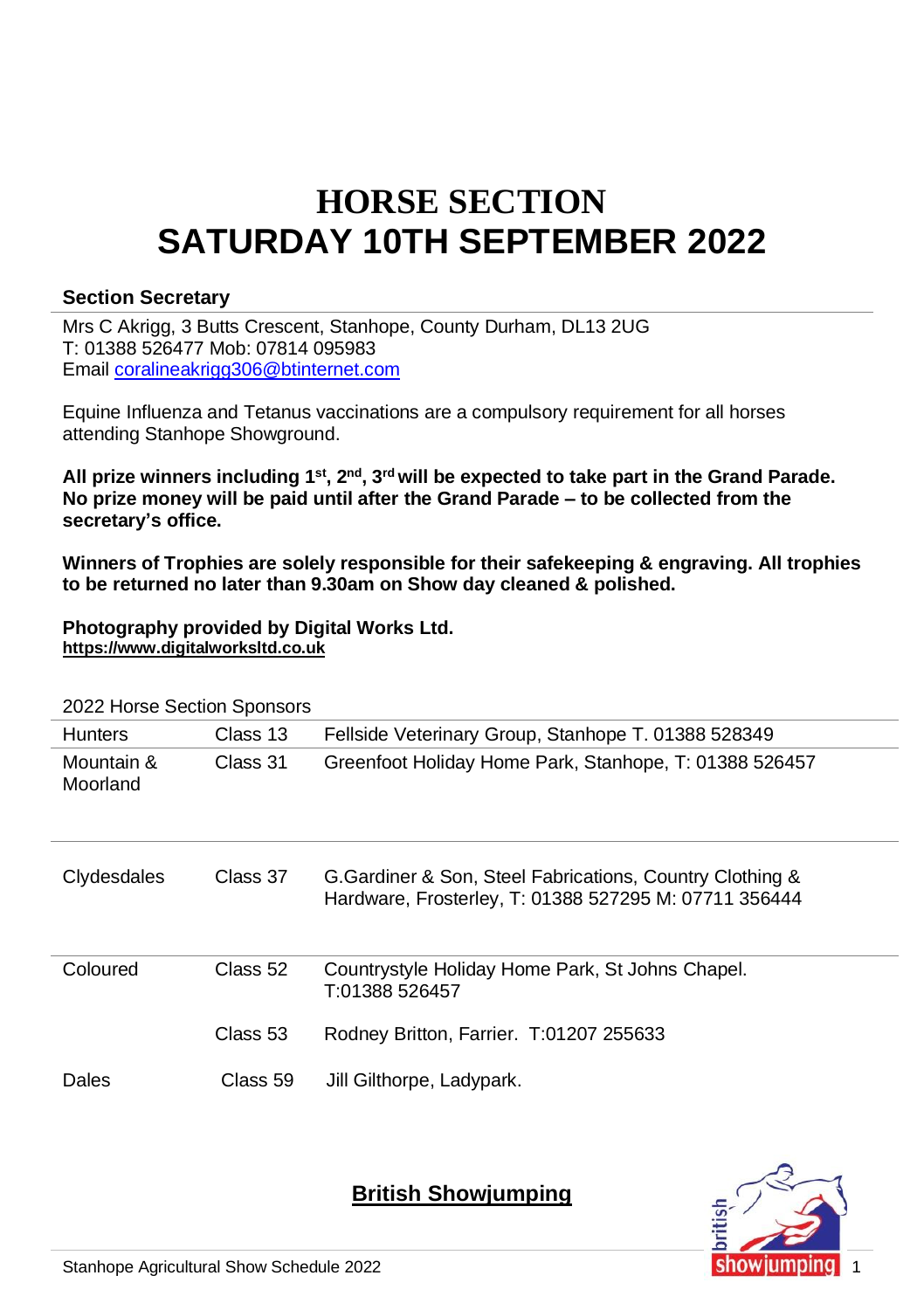# HORSE SECTION
# SATURDAY 10TH SEPTEMBER 2022

**Section Secretary**

Mrs C Akrigg, 3 Butts Crescent, Stanhope, County Durham, DL13 2UG
T: 01388 526477 Mob: 07814 095983
Email coralineakrigg306@btinternet.com

Equine Influenza and Tetanus vaccinations are a compulsory requirement for all horses attending Stanhope Showground.

**All prize winners including 1st, 2nd, 3rd will be expected to take part in the Grand Parade. No prize money will be paid until after the Grand Parade – to be collected from the secretary's office.**

**Winners of Trophies are solely responsible for their safekeeping & engraving. All trophies to be returned no later than 9.30am on Show day cleaned & polished.**

**Photography provided by Digital Works Ltd.**
**https://www.digitalworksltd.co.uk**

2022 Horse Section Sponsors

| | | |
|---|---|---|
| Hunters | Class 13 | Fellside Veterinary Group, Stanhope T. 01388 528349 |
| Mountain & Moorland | Class 31 | Greenfoot Holiday Home Park, Stanhope, T: 01388 526457 |
| Clydesdales | Class 37 | G.Gardiner & Son, Steel Fabrications, Country Clothing & Hardware, Frosterley, T: 01388 527295 M: 07711 356444 |
| Coloured | Class 52 | Countrystyle Holiday Home Park, St Johns Chapel. T:01388 526457 |
| | Class 53 | Rodney Britton, Farrier. T:01207 255633 |
| Dales | Class 59 | Jill Gilthorpe, Ladypark. |

## British Showjumping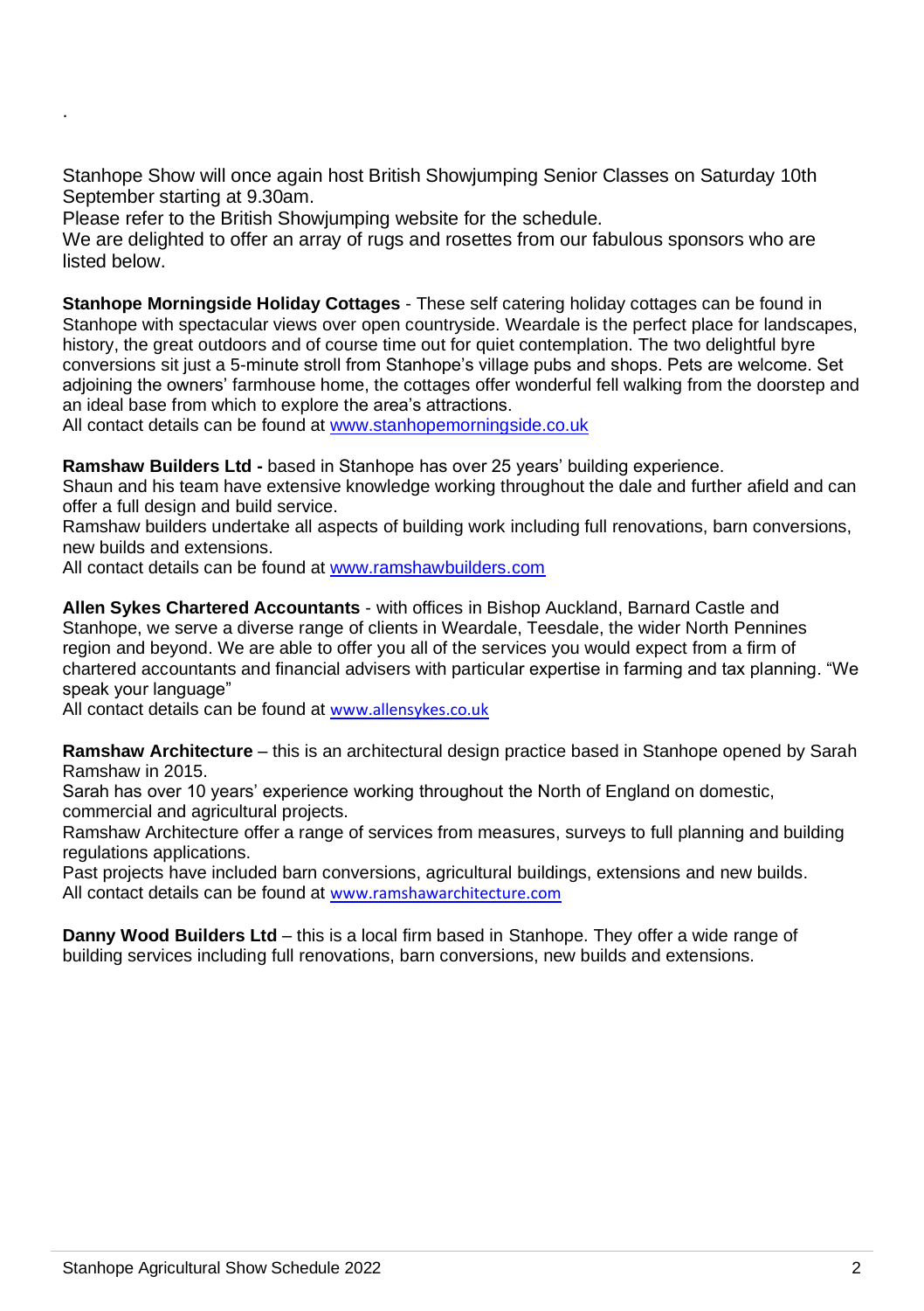.

Stanhope Show will once again host British Showjumping Senior Classes on Saturday 10th September starting at 9.30am.
Please refer to the British Showjumping website for the schedule.
We are delighted to offer an array of rugs and rosettes from our fabulous sponsors who are listed below.

**Stanhope Morningside Holiday Cottages** - These self catering holiday cottages can be found in Stanhope with spectacular views over open countryside. Weardale is the perfect place for landscapes, history, the great outdoors and of course time out for quiet contemplation. The two delightful byre conversions sit just a 5-minute stroll from Stanhope's village pubs and shops. Pets are welcome. Set adjoining the owners' farmhouse home, the cottages offer wonderful fell walking from the doorstep and an ideal base from which to explore the area's attractions.
All contact details can be found at www.stanhopemorningside.co.uk

**Ramshaw Builders Ltd -** based in Stanhope has over 25 years' building experience.
Shaun and his team have extensive knowledge working throughout the dale and further afield and can offer a full design and build service.
Ramshaw builders undertake all aspects of building work including full renovations, barn conversions, new builds and extensions.
All contact details can be found at www.ramshawbuilders.com

**Allen Sykes Chartered Accountants** - with offices in Bishop Auckland, Barnard Castle and Stanhope, we serve a diverse range of clients in Weardale, Teesdale, the wider North Pennines region and beyond. We are able to offer you all of the services you would expect from a firm of chartered accountants and financial advisers with particular expertise in farming and tax planning. "We speak your language"
All contact details can be found at www.allensykes.co.uk

**Ramshaw Architecture** – this is an architectural design practice based in Stanhope opened by Sarah Ramshaw in 2015.
Sarah has over 10 years' experience working throughout the North of England on domestic, commercial and agricultural projects.
Ramshaw Architecture offer a range of services from measures, surveys to full planning and building regulations applications.
Past projects have included barn conversions, agricultural buildings, extensions and new builds.
All contact details can be found at www.ramshawarchitecture.com

**Danny Wood Builders Ltd** – this is a local firm based in Stanhope. They offer a wide range of building services including full renovations, barn conversions, new builds and extensions.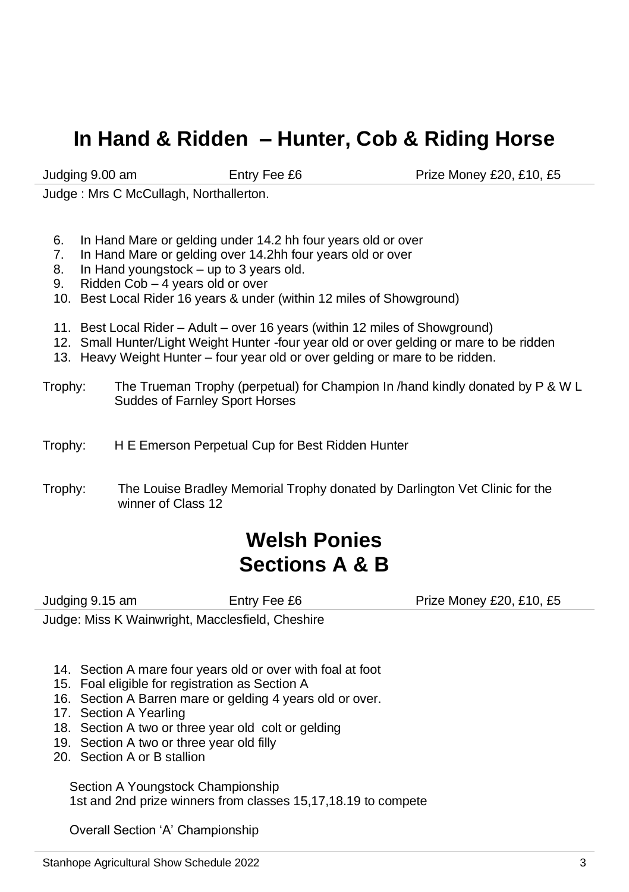# In Hand & Ridden – Hunter, Cob & Riding Horse

Judging 9.00 am | Entry Fee £6 | Prize Money £20, £10, £5

Judge : Mrs C McCullagh, Northallerton.

6. In Hand Mare or gelding under 14.2 hh four years old or over
7. In Hand Mare or gelding over 14.2hh four years old or over
8. In Hand youngstock – up to 3 years old.
9. Ridden Cob – 4 years old or over
10. Best Local Rider 16 years & under (within 12 miles of Showground)

11. Best Local Rider – Adult – over 16 years (within 12 miles of Showground)
12. Small Hunter/Light Weight Hunter -four year old or over gelding or mare to be ridden
13. Heavy Weight Hunter – four year old or over gelding or mare to be ridden.

Trophy: The Trueman Trophy (perpetual) for Champion In /hand kindly donated by P & W L Suddes of Farnley Sport Horses

Trophy: H E Emerson Perpetual Cup for Best Ridden Hunter

Trophy: The Louise Bradley Memorial Trophy donated by Darlington Vet Clinic for the winner of Class 12

# Welsh Ponies
# Sections A & B

Judging 9.15 am | Entry Fee £6 | Prize Money £20, £10, £5

Judge: Miss K Wainwright, Macclesfield, Cheshire

14. Section A mare four years old or over with foal at foot
15. Foal eligible for registration as Section A
16. Section A Barren mare or gelding 4 years old or over.
17. Section A Yearling
18. Section A two or three year old colt or gelding
19. Section A two or three year old filly
20. Section A or B stallion

Section A Youngstock Championship
1st and 2nd prize winners from classes 15,17,18.19 to compete

Overall Section 'A' Championship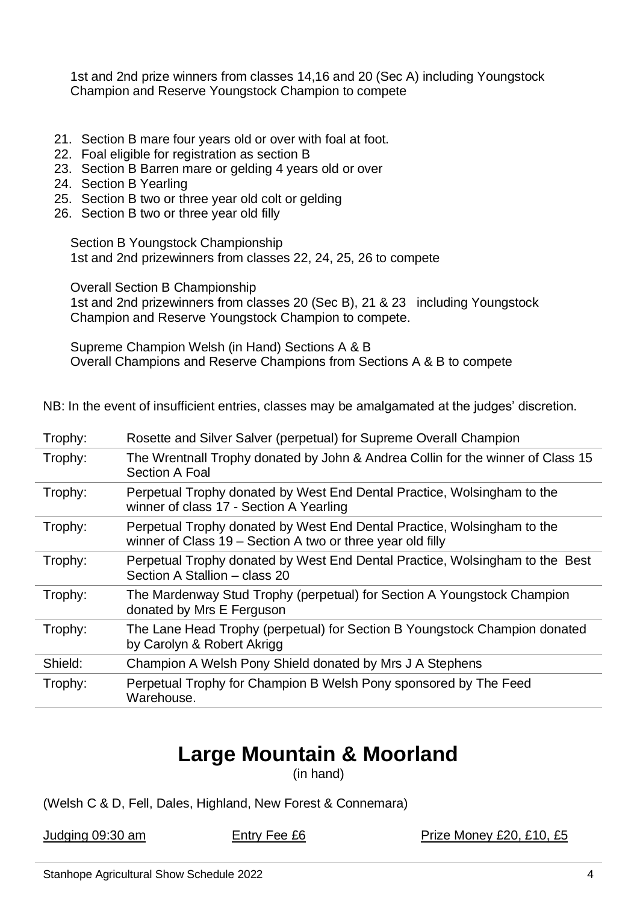1st and 2nd prize winners from classes 14,16 and 20 (Sec A) including Youngstock Champion and Reserve Youngstock Champion to compete

21. Section B mare four years old or over with foal at foot.
22. Foal eligible for registration as section B
23. Section B Barren mare or gelding 4 years old or over
24. Section B Yearling
25. Section B two or three year old colt or gelding
26. Section B two or three year old filly

Section B Youngstock Championship
1st and 2nd prizewinners from classes 22, 24, 25, 26 to compete

Overall Section B Championship
1st and 2nd prizewinners from classes 20 (Sec B), 21 & 23 including Youngstock Champion and Reserve Youngstock Champion to compete.

Supreme Champion Welsh (in Hand) Sections A & B
Overall Champions and Reserve Champions from Sections A & B to compete

NB: In the event of insufficient entries, classes may be amalgamated at the judges' discretion.

| | |
|---|---|
| Trophy: | Rosette and Silver Salver (perpetual) for Supreme Overall Champion |
| Trophy: | The Wrentnall Trophy donated by John & Andrea Collin for the winner of Class 15 Section A Foal |
| Trophy: | Perpetual Trophy donated by West End Dental Practice, Wolsingham to the winner of class 17 - Section A Yearling |
| Trophy: | Perpetual Trophy donated by West End Dental Practice, Wolsingham to the winner of Class 19 – Section A two or three year old filly |
| Trophy: | Perpetual Trophy donated by West End Dental Practice, Wolsingham to the Best Section A Stallion – class 20 |
| Trophy: | The Mardenway Stud Trophy (perpetual) for Section A Youngstock Champion donated by Mrs E Ferguson |
| Trophy: | The Lane Head Trophy (perpetual) for Section B Youngstock Champion donated by Carolyn & Robert Akrigg |
| Shield: | Champion A Welsh Pony Shield donated by Mrs J A Stephens |
| Trophy: | Perpetual Trophy for Champion B Welsh Pony sponsored by The Feed Warehouse. |

# Large Mountain & Moorland

(in hand)

(Welsh C & D, Fell, Dales, Highland, New Forest & Connemara)

Judging 09:30 am    Entry Fee £6    Prize Money £20, £10, £5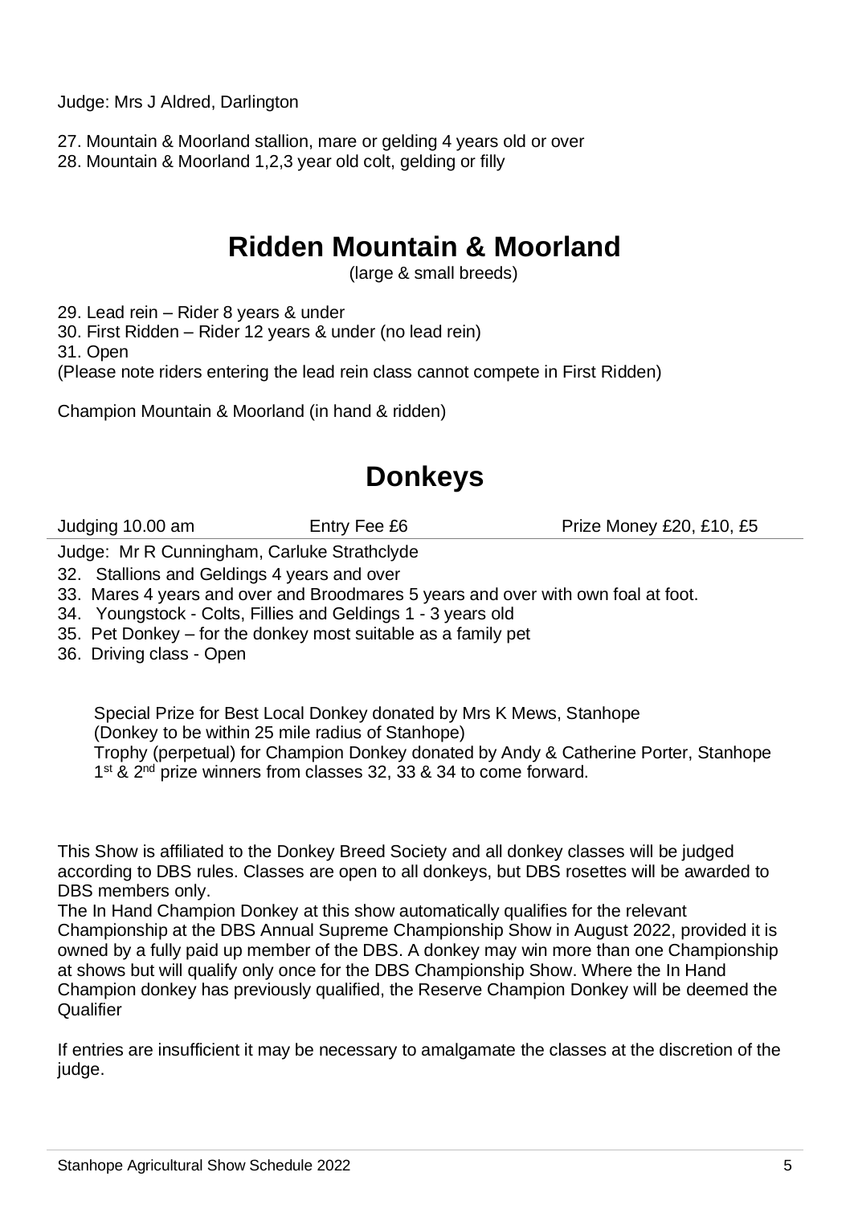Judge: Mrs J Aldred, Darlington

27. Mountain & Moorland stallion, mare or gelding 4 years old or over
28. Mountain & Moorland 1,2,3 year old colt, gelding or filly

# Ridden Mountain & Moorland

(large & small breeds)

29. Lead rein – Rider 8 years & under
30. First Ridden – Rider 12 years & under (no lead rein)
31. Open

(Please note riders entering the lead rein class cannot compete in First Ridden)

Champion Mountain & Moorland (in hand & ridden)

# Donkeys

| Judging 10.00 am | Entry Fee £6 | Prize Money £20, £10, £5 |
|---|---|---|

Judge: Mr R Cunningham, Carluke Strathclyde

32. Stallions and Geldings 4 years and over
33. Mares 4 years and over and Broodmares 5 years and over with own foal at foot.
34. Youngstock - Colts, Fillies and Geldings 1 - 3 years old
35. Pet Donkey – for the donkey most suitable as a family pet
36. Driving class - Open

Special Prize for Best Local Donkey donated by Mrs K Mews, Stanhope
(Donkey to be within 25 mile radius of Stanhope)
Trophy (perpetual) for Champion Donkey donated by Andy & Catherine Porter, Stanhope
1st & 2nd prize winners from classes 32, 33 & 34 to come forward.

This Show is affiliated to the Donkey Breed Society and all donkey classes will be judged according to DBS rules. Classes are open to all donkeys, but DBS rosettes will be awarded to DBS members only.
The In Hand Champion Donkey at this show automatically qualifies for the relevant Championship at the DBS Annual Supreme Championship Show in August 2022, provided it is owned by a fully paid up member of the DBS. A donkey may win more than one Championship at shows but will qualify only once for the DBS Championship Show. Where the In Hand Champion donkey has previously qualified, the Reserve Champion Donkey will be deemed the Qualifier

If entries are insufficient it may be necessary to amalgamate the classes at the discretion of the judge.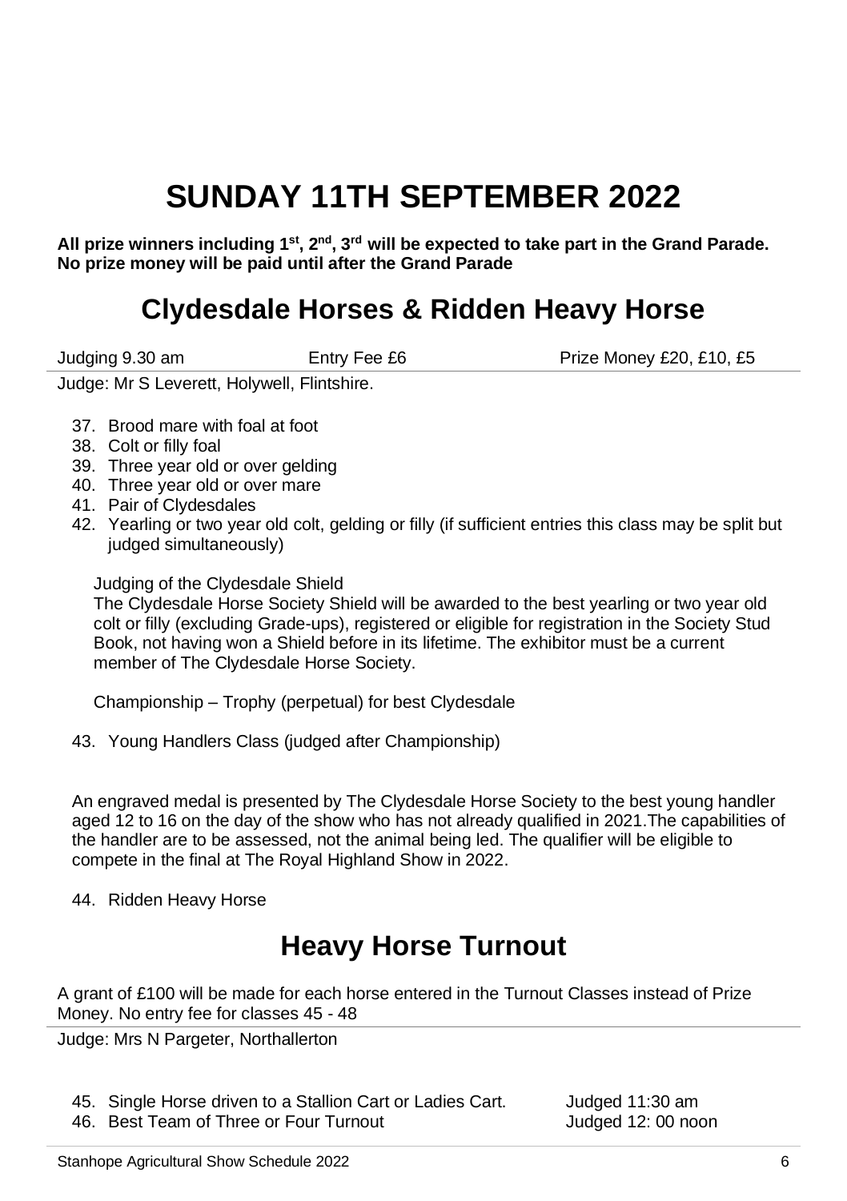# SUNDAY 11TH SEPTEMBER 2022

**All prize winners including 1st, 2nd, 3rd will be expected to take part in the Grand Parade. No prize money will be paid until after the Grand Parade**

## Clydesdale Horses & Ridden Heavy Horse

| Judging 9.30 am | Entry Fee £6 | Prize Money £20, £10, £5 |
|---|---|---|

Judge: Mr S Leverett, Holywell, Flintshire.

37. Brood mare with foal at foot
38. Colt or filly foal
39. Three year old or over gelding
40. Three year old or over mare
41. Pair of Clydesdales
42. Yearling or two year old colt, gelding or filly (if sufficient entries this class may be split but judged simultaneously)

Judging of the Clydesdale Shield

The Clydesdale Horse Society Shield will be awarded to the best yearling or two year old colt or filly (excluding Grade-ups), registered or eligible for registration in the Society Stud Book, not having won a Shield before in its lifetime. The exhibitor must be a current member of The Clydesdale Horse Society.

Championship – Trophy (perpetual) for best Clydesdale

43. Young Handlers Class (judged after Championship)

An engraved medal is presented by The Clydesdale Horse Society to the best young handler aged 12 to 16 on the day of the show who has not already qualified in 2021.The capabilities of the handler are to be assessed, not the animal being led. The qualifier will be eligible to compete in the final at The Royal Highland Show in 2022.

44. Ridden Heavy Horse

## Heavy Horse Turnout

A grant of £100 will be made for each horse entered in the Turnout Classes instead of Prize Money. No entry fee for classes 45 - 48

Judge: Mrs N Pargeter, Northallerton

45. Single Horse driven to a Stallion Cart or Ladies Cart. Judged 11:30 am
46. Best Team of Three or Four Turnout Judged 12: 00 noon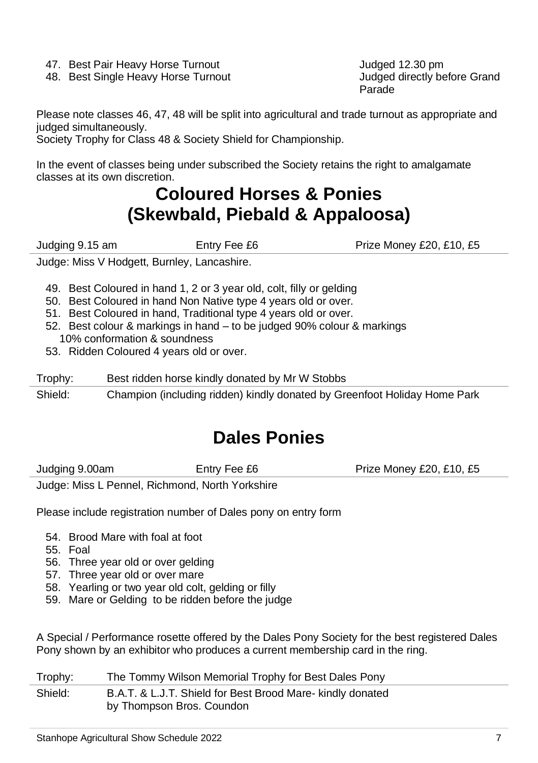47. Best Pair Heavy Horse Turnout — Judged 12.30 pm
48. Best Single Heavy Horse Turnout — Judged directly before Grand Parade

Please note classes 46, 47, 48 will be split into agricultural and trade turnout as appropriate and judged simultaneously.
Society Trophy for Class 48 & Society Shield for Championship.

In the event of classes being under subscribed the Society retains the right to amalgamate classes at its own discretion.

## Coloured Horses & Ponies (Skewbald, Piebald & Appaloosa)

| Judging 9.15 am | Entry Fee £6 | Prize Money £20, £10, £5 |
|---|---|---|

Judge: Miss V Hodgett, Burnley, Lancashire.

49. Best Coloured in hand 1, 2 or 3 year old, colt, filly or gelding
50. Best Coloured in hand Non Native type 4 years old or over.
51. Best Coloured in hand, Traditional type 4 years old or over.
52. Best colour & markings in hand – to be judged 90% colour & markings 10% conformation & soundness
53. Ridden Coloured 4 years old or over.

| | |
|---|---|
| Trophy: | Best ridden horse kindly donated by Mr W Stobbs |
| Shield: | Champion (including ridden) kindly donated by Greenfoot Holiday Home Park |

## Dales Ponies

| Judging 9.00am | Entry Fee £6 | Prize Money £20, £10, £5 |
|---|---|---|

Judge: Miss L Pennel, Richmond, North Yorkshire

Please include registration number of Dales pony on entry form

54. Brood Mare with foal at foot
55. Foal
56. Three year old or over gelding
57. Three year old or over mare
58. Yearling or two year old colt, gelding or filly
59. Mare or Gelding to be ridden before the judge

A Special / Performance rosette offered by the Dales Pony Society for the best registered Dales Pony shown by an exhibitor who produces a current membership card in the ring.

| | |
|---|---|
| Trophy: | The Tommy Wilson Memorial Trophy for Best Dales Pony |
| Shield: | B.A.T. & L.J.T. Shield for Best Brood Mare- kindly donated by Thompson Bros. Coundon |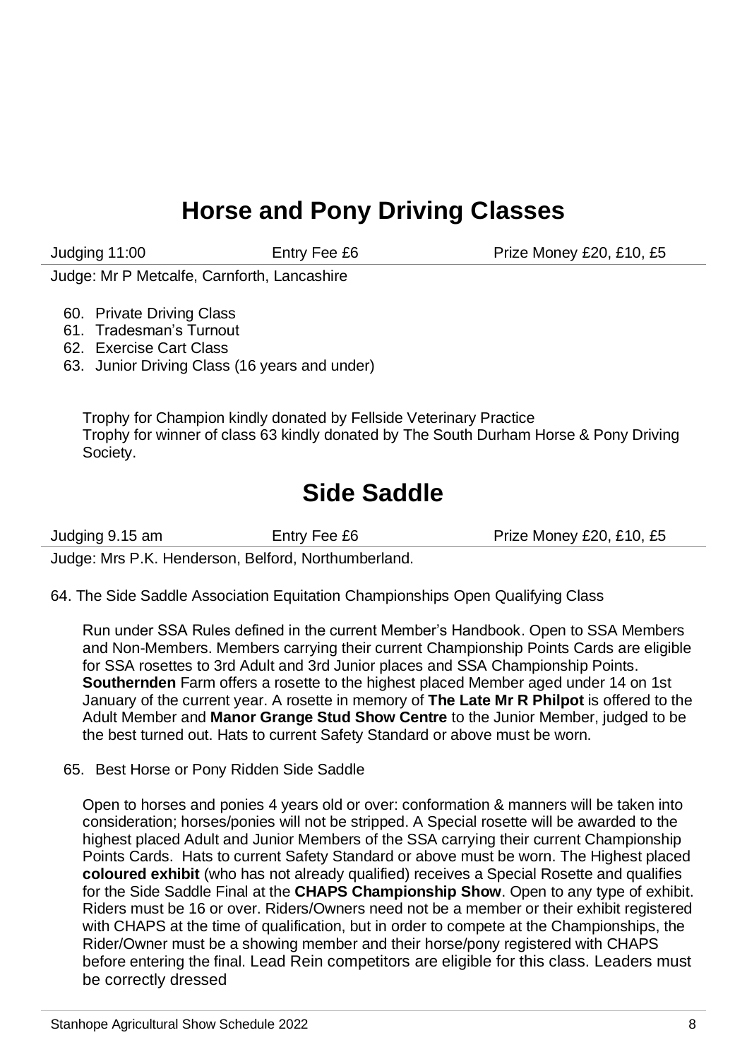# Horse and Pony Driving Classes

Judging 11:00 | Entry Fee £6 | Prize Money £20, £10, £5

Judge: Mr P Metcalfe, Carnforth, Lancashire

60. Private Driving Class
61. Tradesman's Turnout
62. Exercise Cart Class
63. Junior Driving Class (16 years and under)

Trophy for Champion kindly donated by Fellside Veterinary Practice
Trophy for winner of class 63 kindly donated by The South Durham Horse & Pony Driving Society.

# Side Saddle

Judging 9.15 am | Entry Fee £6 | Prize Money £20, £10, £5

Judge: Mrs P.K. Henderson, Belford, Northumberland.

64. The Side Saddle Association Equitation Championships Open Qualifying Class

Run under SSA Rules defined in the current Member's Handbook. Open to SSA Members and Non-Members. Members carrying their current Championship Points Cards are eligible for SSA rosettes to 3rd Adult and 3rd Junior places and SSA Championship Points. **Southernden** Farm offers a rosette to the highest placed Member aged under 14 on 1st January of the current year. A rosette in memory of **The Late Mr R Philpot** is offered to the Adult Member and **Manor Grange Stud Show Centre** to the Junior Member, judged to be the best turned out. Hats to current Safety Standard or above must be worn.

65. Best Horse or Pony Ridden Side Saddle

Open to horses and ponies 4 years old or over: conformation & manners will be taken into consideration; horses/ponies will not be stripped. A Special rosette will be awarded to the highest placed Adult and Junior Members of the SSA carrying their current Championship Points Cards. Hats to current Safety Standard or above must be worn. The Highest placed **coloured exhibit** (who has not already qualified) receives a Special Rosette and qualifies for the Side Saddle Final at the **CHAPS Championship Show**. Open to any type of exhibit. Riders must be 16 or over. Riders/Owners need not be a member or their exhibit registered with CHAPS at the time of qualification, but in order to compete at the Championships, the Rider/Owner must be a showing member and their horse/pony registered with CHAPS before entering the final. Lead Rein competitors are eligible for this class. Leaders must be correctly dressed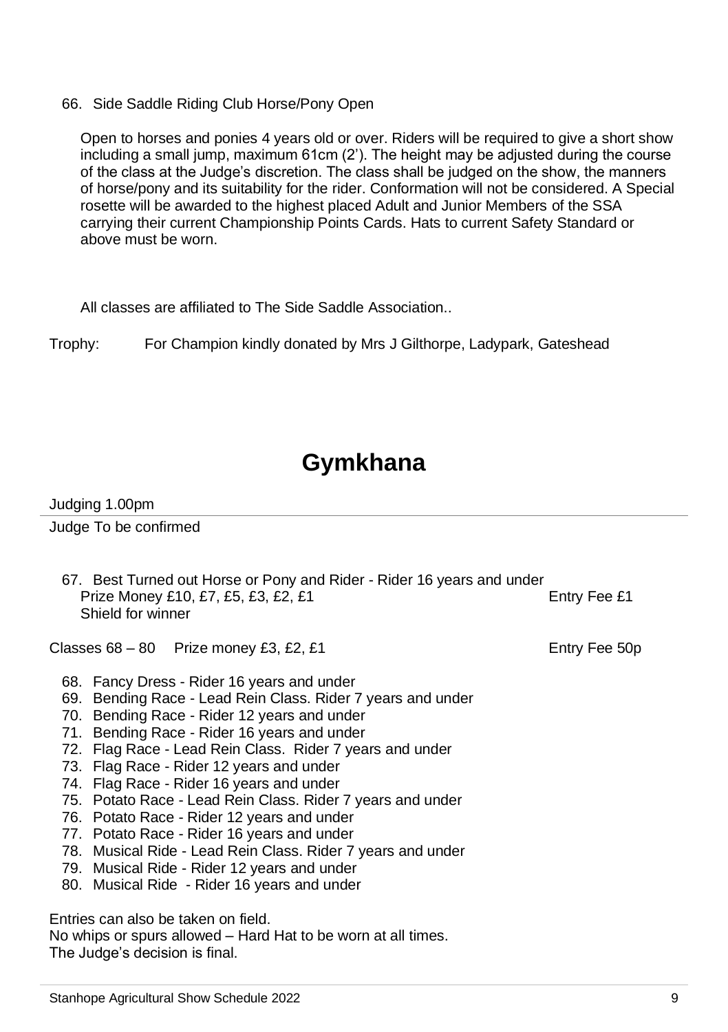66. Side Saddle Riding Club Horse/Pony Open

Open to horses and ponies 4 years old or over. Riders will be required to give a short show including a small jump, maximum 61cm (2'). The height may be adjusted during the course of the class at the Judge's discretion. The class shall be judged on the show, the manners of horse/pony and its suitability for the rider. Conformation will not be considered. A Special rosette will be awarded to the highest placed Adult and Junior Members of the SSA carrying their current Championship Points Cards. Hats to current Safety Standard or above must be worn.

All classes are affiliated to The Side Saddle Association..

Trophy: For Champion kindly donated by Mrs J Gilthorpe, Ladypark, Gateshead

# Gymkhana

Judging 1.00pm

Judge To be confirmed

67. Best Turned out Horse or Pony and Rider - Rider 16 years and under
    Prize Money £10, £7, £5, £3, £2, £1 Entry Fee £1
    Shield for winner

Classes 68 – 80 Prize money £3, £2, £1 Entry Fee 50p

68. Fancy Dress - Rider 16 years and under
69. Bending Race - Lead Rein Class. Rider 7 years and under
70. Bending Race - Rider 12 years and under
71. Bending Race - Rider 16 years and under
72. Flag Race - Lead Rein Class. Rider 7 years and under
73. Flag Race - Rider 12 years and under
74. Flag Race - Rider 16 years and under
75. Potato Race - Lead Rein Class. Rider 7 years and under
76. Potato Race - Rider 12 years and under
77. Potato Race - Rider 16 years and under
78. Musical Ride - Lead Rein Class. Rider 7 years and under
79. Musical Ride - Rider 12 years and under
80. Musical Ride - Rider 16 years and under

Entries can also be taken on field.
No whips or spurs allowed – Hard Hat to be worn at all times.
The Judge's decision is final.